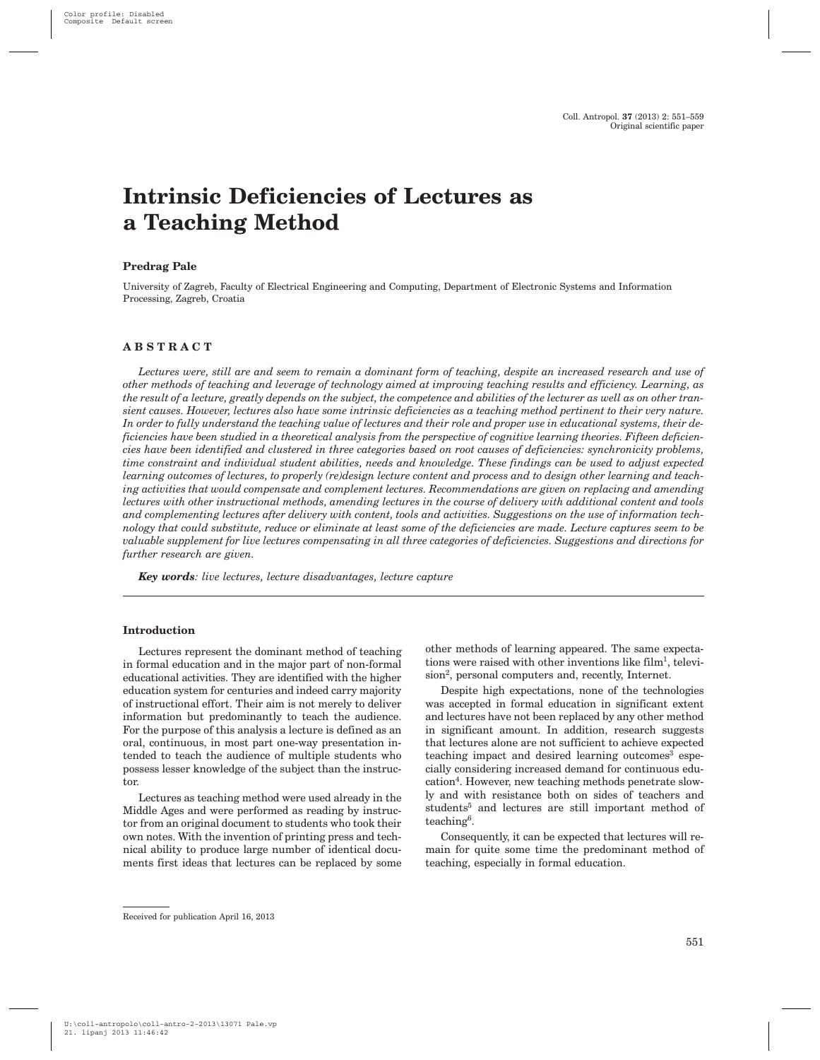# Intrinsic Deficiencies of Lectures as a Teaching Method

**Predrag Pale**

University of Zagreb, Faculty of Electrical Engineering and Computing, Department of Electronic Systems and Information Processing, Zagreb, Croatia

## ABSTRACT

*Lectures were, still are and seem to remain a dominant form of teaching, despite an increased research and use of other methods of teaching and leverage of technology aimed at improving teaching results and efficiency. Learning, as the result of a lecture, greatly depends on the subject, the competence and abilities of the lecturer as well as on other transient causes. However, lectures also have some intrinsic deficiencies as a teaching method pertinent to their very nature. In order to fully understand the teaching value of lectures and their role and proper use in educational systems, their deficiencies have been studied in a theoretical analysis from the perspective of cognitive learning theories. Fifteen deficiencies have been identified and clustered in three categories based on root causes of deficiencies: synchronicity problems, time constraint and individual student abilities, needs and knowledge. These findings can be used to adjust expected learning outcomes of lectures, to properly (re)design lecture content and process and to design other learning and teaching activities that would compensate and complement lectures. Recommendations are given on replacing and amending lectures with other instructional methods, amending lectures in the course of delivery with additional content and tools and complementing lectures after delivery with content, tools and activities. Suggestions on the use of information technology that could substitute, reduce or eliminate at least some of the deficiencies are made. Lecture captures seem to be valuable supplement for live lectures compensating in all three categories of deficiencies. Suggestions and directions for further research are given.*

***Key words**: live lectures, lecture disadvantages, lecture capture*

## Introduction

Lectures represent the dominant method of teaching in formal education and in the major part of non-formal educational activities. They are identified with the higher education system for centuries and indeed carry majority of instructional effort. Their aim is not merely to deliver information but predominantly to teach the audience. For the purpose of this analysis a lecture is defined as an oral, continuous, in most part one-way presentation intended to teach the audience of multiple students who possess lesser knowledge of the subject than the instructor.

Lectures as teaching method were used already in the Middle Ages and were performed as reading by instructor from an original document to students who took their own notes. With the invention of printing press and technical ability to produce large number of identical documents first ideas that lectures can be replaced by some other methods of learning appeared. The same expectations were raised with other inventions like film[1], television[2], personal computers and, recently, Internet.

Despite high expectations, none of the technologies was accepted in formal education in significant extent and lectures have not been replaced by any other method in significant amount. In addition, research suggests that lectures alone are not sufficient to achieve expected teaching impact and desired learning outcomes[3] especially considering increased demand for continuous education[4]. However, new teaching methods penetrate slowly and with resistance both on sides of teachers and students[5] and lectures are still important method of teaching[6].

Consequently, it can be expected that lectures will remain for quite some time the predominant method of teaching, especially in formal education.

Received for publication April 16, 2013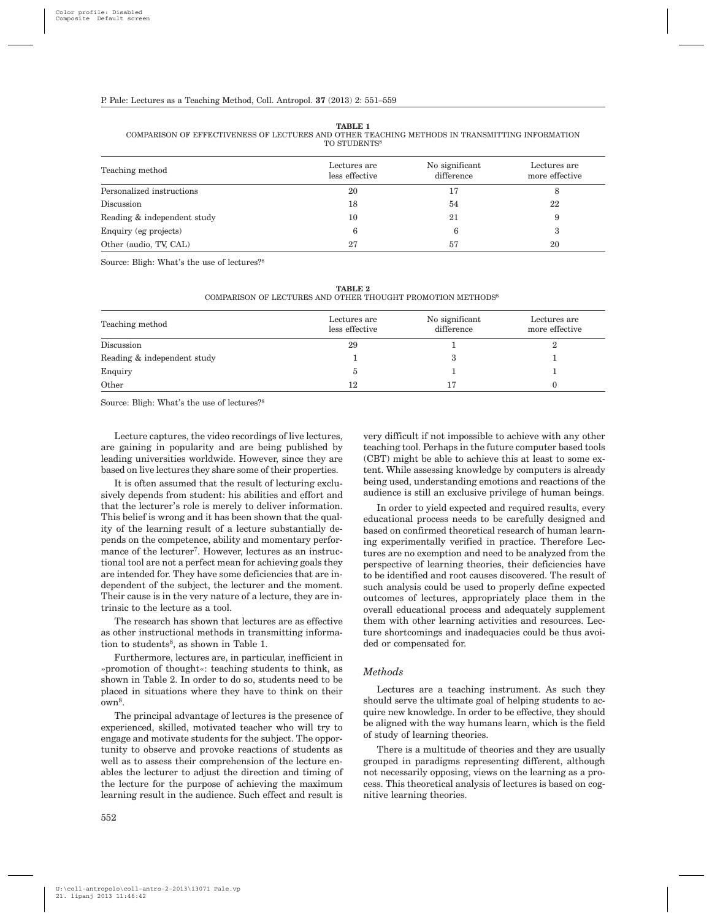**TABLE 1**
COMPARISON OF EFFECTIVENESS OF LECTURES AND OTHER TEACHING METHODS IN TRANSMITTING INFORMATION TO STUDENTS[8]

| Teaching method | Lectures are less effective | No significant difference | Lectures are more effective |
|---|---|---|---|
| Personalized instructions | 20 | 17 | 8 |
| Discussion | 18 | 54 | 22 |
| Reading & independent study | 10 | 21 | 9 |
| Enquiry (eg projects) | 6 | 6 | 3 |
| Other (audio, TV, CAL) | 27 | 57 | 20 |

Source: Bligh: What's the use of lectures?[8]

**TABLE 2**
COMPARISON OF LECTURES AND OTHER THOUGHT PROMOTION METHODS[8]

| Teaching method | Lectures are less effective | No significant difference | Lectures are more effective |
|---|---|---|---|
| Discussion | 29 | 1 | 2 |
| Reading & independent study | 1 | 3 | 1 |
| Enquiry | 5 | 1 | 1 |
| Other | 12 | 17 | 0 |

Source: Bligh: What's the use of lectures?[8]

Lecture captures, the video recordings of live lectures, are gaining in popularity and are being published by leading universities worldwide. However, since they are based on live lectures they share some of their properties.

It is often assumed that the result of lecturing exclusively depends from student: his abilities and effort and that the lecturer's role is merely to deliver information. This belief is wrong and it has been shown that the quality of the learning result of a lecture substantially depends on the competence, ability and momentary performance of the lecturer[7]. However, lectures as an instructional tool are not a perfect mean for achieving goals they are intended for. They have some deficiencies that are independent of the subject, the lecturer and the moment. Their cause is in the very nature of a lecture, they are intrinsic to the lecture as a tool.

The research has shown that lectures are as effective as other instructional methods in transmitting information to students[8], as shown in Table 1.

Furthermore, lectures are, in particular, inefficient in »promotion of thought«: teaching students to think, as shown in Table 2. In order to do so, students need to be placed in situations where they have to think on their own[8].

The principal advantage of lectures is the presence of experienced, skilled, motivated teacher who will try to engage and motivate students for the subject. The opportunity to observe and provoke reactions of students as well as to assess their comprehension of the lecture enables the lecturer to adjust the direction and timing of the lecture for the purpose of achieving the maximum learning result in the audience. Such effect and result is very difficult if not impossible to achieve with any other teaching tool. Perhaps in the future computer based tools (CBT) might be able to achieve this at least to some extent. While assessing knowledge by computers is already being used, understanding emotions and reactions of the audience is still an exclusive privilege of human beings.

In order to yield expected and required results, every educational process needs to be carefully designed and based on confirmed theoretical research of human learning experimentally verified in practice. Therefore Lectures are no exemption and need to be analyzed from the perspective of learning theories, their deficiencies have to be identified and root causes discovered. The result of such analysis could be used to properly define expected outcomes of lectures, appropriately place them in the overall educational process and adequately supplement them with other learning activities and resources. Lecture shortcomings and inadequacies could be thus avoided or compensated for.

### *Methods*

Lectures are a teaching instrument. As such they should serve the ultimate goal of helping students to acquire new knowledge. In order to be effective, they should be aligned with the way humans learn, which is the field of study of learning theories.

There is a multitude of theories and they are usually grouped in paradigms representing different, although not necessarily opposing, views on the learning as a process. This theoretical analysis of lectures is based on cognitive learning theories.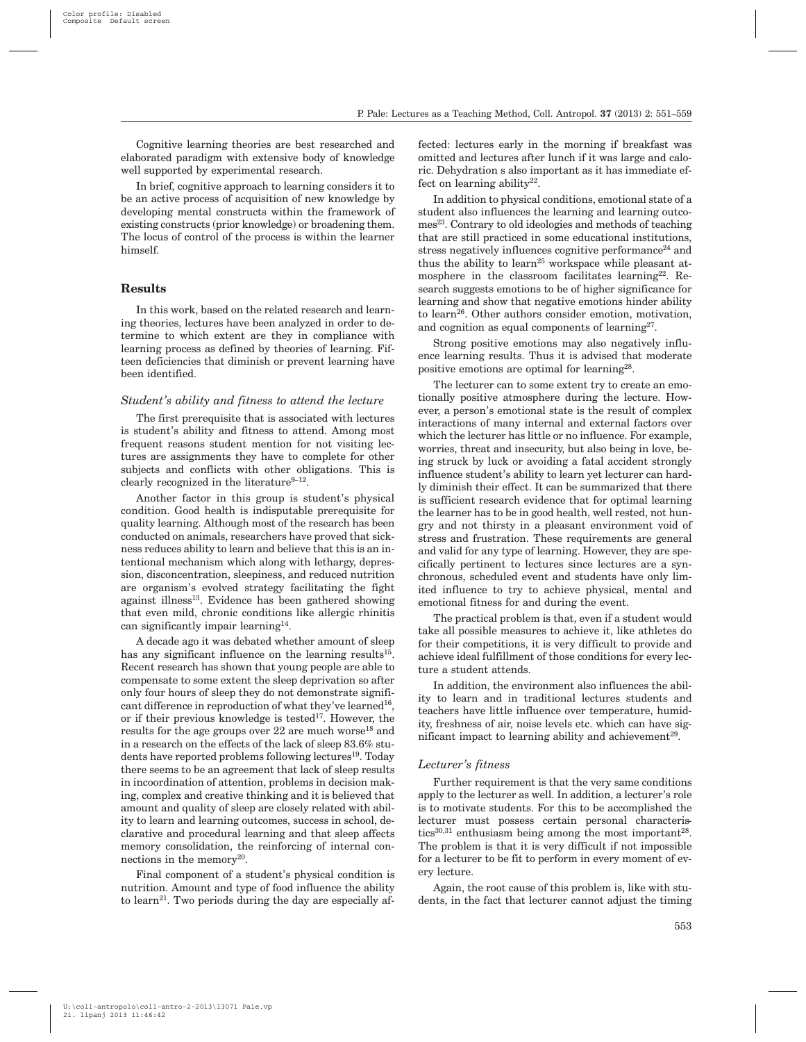Cognitive learning theories are best researched and elaborated paradigm with extensive body of knowledge well supported by experimental research.

In brief, cognitive approach to learning considers it to be an active process of acquisition of new knowledge by developing mental constructs within the framework of existing constructs (prior knowledge) or broadening them. The locus of control of the process is within the learner himself.

## Results

In this work, based on the related research and learning theories, lectures have been analyzed in order to determine to which extent are they in compliance with learning process as defined by theories of learning. Fifteen deficiencies that diminish or prevent learning have been identified.

### *Student's ability and fitness to attend the lecture*

The first prerequisite that is associated with lectures is student's ability and fitness to attend. Among most frequent reasons student mention for not visiting lectures are assignments they have to complete for other subjects and conflicts with other obligations. This is clearly recognized in the literature[9–12].

Another factor in this group is student's physical condition. Good health is indisputable prerequisite for quality learning. Although most of the research has been conducted on animals, researchers have proved that sickness reduces ability to learn and believe that this is an intentional mechanism which along with lethargy, depression, disconcentration, sleepiness, and reduced nutrition are organism's evolved strategy facilitating the fight against illness[13]. Evidence has been gathered showing that even mild, chronic conditions like allergic rhinitis can significantly impair learning[14].

A decade ago it was debated whether amount of sleep has any significant influence on the learning results[15]. Recent research has shown that young people are able to compensate to some extent the sleep deprivation so after only four hours of sleep they do not demonstrate significant difference in reproduction of what they've learned[16], or if their previous knowledge is tested[17]. However, the results for the age groups over 22 are much worse[18] and in a research on the effects of the lack of sleep 83.6% students have reported problems following lectures[19]. Today there seems to be an agreement that lack of sleep results in incoordination of attention, problems in decision making, complex and creative thinking and it is believed that amount and quality of sleep are closely related with ability to learn and learning outcomes, success in school, declarative and procedural learning and that sleep affects memory consolidation, the reinforcing of internal connections in the memory[20].

Final component of a student's physical condition is nutrition. Amount and type of food influence the ability to learn[21]. Two periods during the day are especially affected: lectures early in the morning if breakfast was omitted and lectures after lunch if it was large and caloric. Dehydration s also important as it has immediate effect on learning ability[22].

In addition to physical conditions, emotional state of a student also influences the learning and learning outcomes[23]. Contrary to old ideologies and methods of teaching that are still practiced in some educational institutions, stress negatively influences cognitive performance[24] and thus the ability to learn[25] workspace while pleasant atmosphere in the classroom facilitates learning[22]. Research suggests emotions to be of higher significance for learning and show that negative emotions hinder ability to learn[26]. Other authors consider emotion, motivation, and cognition as equal components of learning[27].

Strong positive emotions may also negatively influence learning results. Thus it is advised that moderate positive emotions are optimal for learning[28].

The lecturer can to some extent try to create an emotionally positive atmosphere during the lecture. However, a person's emotional state is the result of complex interactions of many internal and external factors over which the lecturer has little or no influence. For example, worries, threat and insecurity, but also being in love, being struck by luck or avoiding a fatal accident strongly influence student's ability to learn yet lecturer can hardly diminish their effect. It can be summarized that there is sufficient research evidence that for optimal learning the learner has to be in good health, well rested, not hungry and not thirsty in a pleasant environment void of stress and frustration. These requirements are general and valid for any type of learning. However, they are specifically pertinent to lectures since lectures are a synchronous, scheduled event and students have only limited influence to try to achieve physical, mental and emotional fitness for and during the event.

The practical problem is that, even if a student would take all possible measures to achieve it, like athletes do for their competitions, it is very difficult to provide and achieve ideal fulfillment of those conditions for every lecture a student attends.

In addition, the environment also influences the ability to learn and in traditional lectures students and teachers have little influence over temperature, humidity, freshness of air, noise levels etc. which can have significant impact to learning ability and achievement[29].

### *Lecturer's fitness*

Further requirement is that the very same conditions apply to the lecturer as well. In addition, a lecturer's role is to motivate students. For this to be accomplished the lecturer must possess certain personal characteristics[30,31] enthusiasm being among the most important[28]. The problem is that it is very difficult if not impossible for a lecturer to be fit to perform in every moment of every lecture.

Again, the root cause of this problem is, like with students, in the fact that lecturer cannot adjust the timing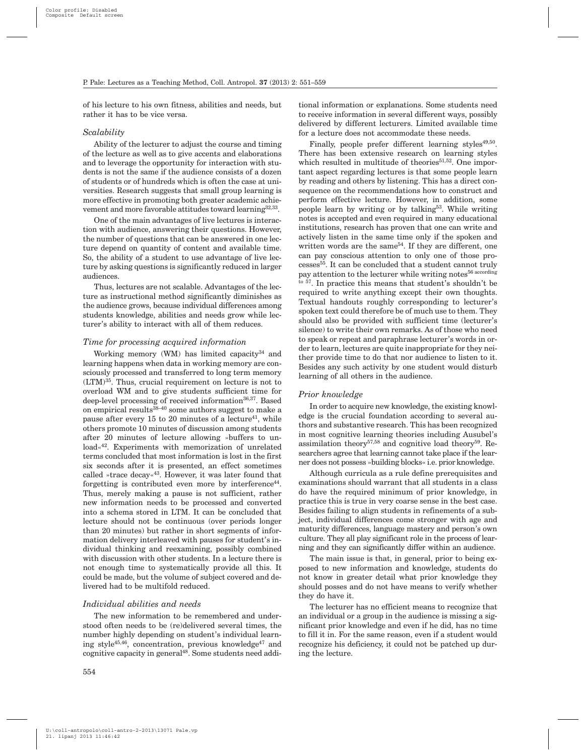of his lecture to his own fitness, abilities and needs, but rather it has to be vice versa.

### *Scalability*

Ability of the lecturer to adjust the course and timing of the lecture as well as to give accents and elaborations and to leverage the opportunity for interaction with students is not the same if the audience consists of a dozen of students or of hundreds which is often the case at universities. Research suggests that small group learning is more effective in promoting both greater academic achievement and more favorable attitudes toward learning[32,33].

One of the main advantages of live lectures is interaction with audience, answering their questions. However, the number of questions that can be answered in one lecture depend on quantity of content and available time. So, the ability of a student to use advantage of live lecture by asking questions is significantly reduced in larger audiences.

Thus, lectures are not scalable. Advantages of the lecture as instructional method significantly diminishes as the audience grows, because individual differences among students knowledge, abilities and needs grow while lecturer's ability to interact with all of them reduces.

### *Time for processing acquired information*

Working memory (WM) has limited capacity[34] and learning happens when data in working memory are consciously processed and transferred to long term memory (LTM)[35]. Thus, crucial requirement on lecture is not to overload WM and to give students sufficient time for deep-level processing of received information[36,37]. Based on empirical results[38–40] some authors suggest to make a pause after every 15 to 20 minutes of a lecture[41], while others promote 10 minutes of discussion among students after 20 minutes of lecture allowing »buffers to unload«[42]. Experiments with memorization of unrelated terms concluded that most information is lost in the first six seconds after it is presented, an effect sometimes called »trace decay«[43]. However, it was later found that forgetting is contributed even more by interference[44]. Thus, merely making a pause is not sufficient, rather new information needs to be processed and converted into a schema stored in LTM. It can be concluded that lecture should not be continuous (over periods longer than 20 minutes) but rather in short segments of information delivery interleaved with pauses for student's individual thinking and reexamining, possibly combined with discussion with other students. In a lecture there is not enough time to systematically provide all this. It could be made, but the volume of subject covered and delivered had to be multifold reduced.

### *Individual abilities and needs*

The new information to be remembered and understood often needs to be (re)delivered several times, the number highly depending on student's individual learning style[45,46], concentration, previous knowledge[47] and cognitive capacity in general[48]. Some students need additional information or explanations. Some students need to receive information in several different ways, possibly delivered by different lecturers. Limited available time for a lecture does not accommodate these needs.

Finally, people prefer different learning styles[49,50]. There has been extensive research on learning styles which resulted in multitude of theories[51,52]. One important aspect regarding lectures is that some people learn by reading and others by listening. This has a direct consequence on the recommendations how to construct and perform effective lecture. However, in addition, some people learn by writing or by talking[53]. While writing notes is accepted and even required in many educational institutions, research has proven that one can write and actively listen in the same time only if the spoken and written words are the same[54]. If they are different, one can pay conscious attention to only one of those processes[55]. It can be concluded that a student cannot truly pay attention to the lecturer while writing notes[56 according to 57]. In practice this means that student's shouldn't be required to write anything except their own thoughts. Textual handouts roughly corresponding to lecturer's spoken text could therefore be of much use to them. They should also be provided with sufficient time (lecturer's silence) to write their own remarks. As of those who need to speak or repeat and paraphrase lecturer's words in order to learn, lectures are quite inappropriate for they neither provide time to do that nor audience to listen to it. Besides any such activity by one student would disturb learning of all others in the audience.

### *Prior knowledge*

In order to acquire new knowledge, the existing knowledge is the crucial foundation according to several authors and substantive research. This has been recognized in most cognitive learning theories including Ausubel's assimilation theory[57,58] and cognitive load theory[59]. Researchers agree that learning cannot take place if the learner does not possess »building blocks« i.e. prior knowledge.

Although curricula as a rule define prerequisites and examinations should warrant that all students in a class do have the required minimum of prior knowledge, in practice this is true in very coarse sense in the best case. Besides failing to align students in refinements of a subject, individual differences come stronger with age and maturity differences, language mastery and person's own culture. They all play significant role in the process of learning and they can significantly differ within an audience.

The main issue is that, in general, prior to being exposed to new information and knowledge, students do not know in greater detail what prior knowledge they should posses and do not have means to verify whether they do have it.

The lecturer has no efficient means to recognize that an individual or a group in the audience is missing a significant prior knowledge and even if he did, has no time to fill it in. For the same reason, even if a student would recognize his deficiency, it could not be patched up during the lecture.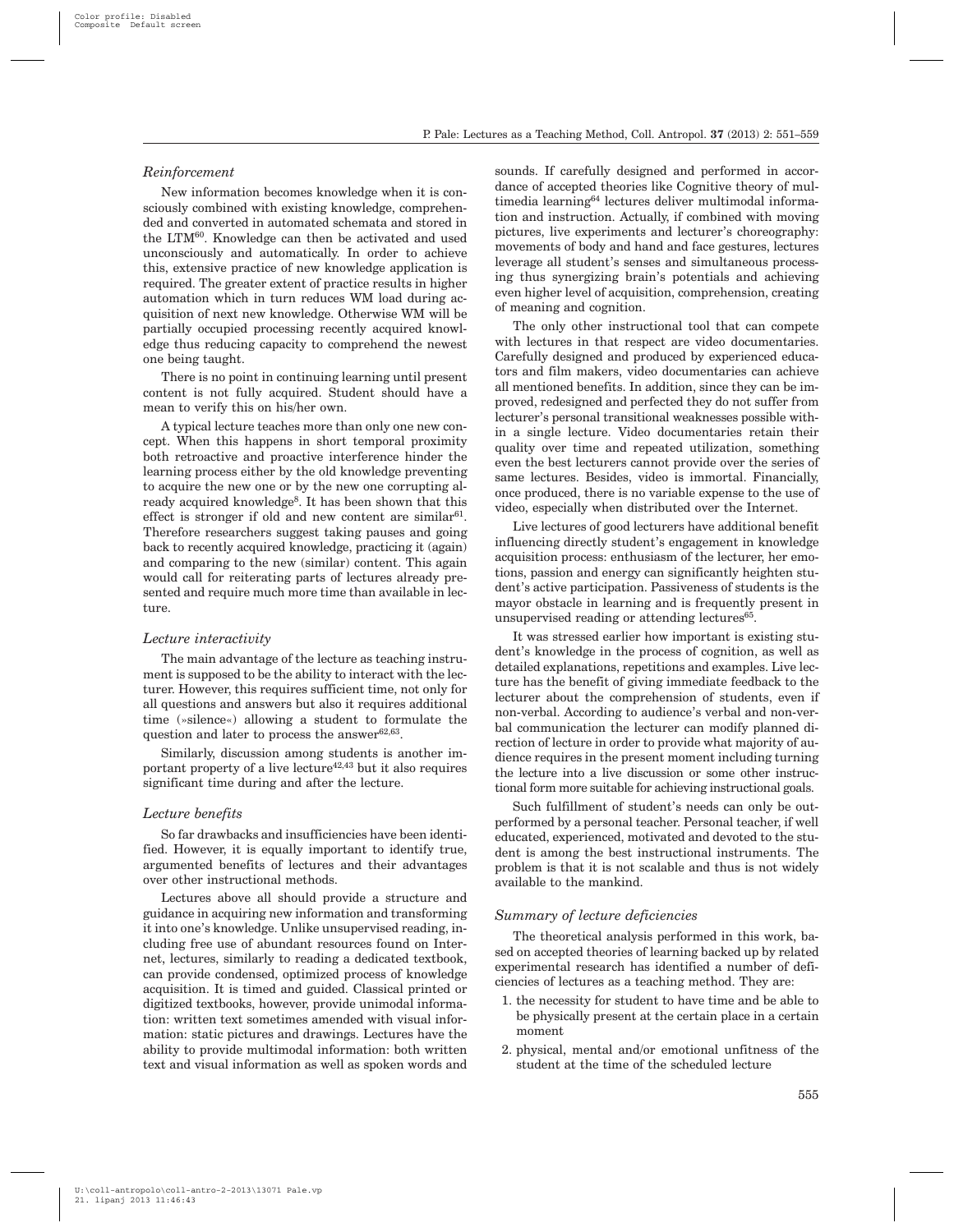### *Reinforcement*

New information becomes knowledge when it is consciously combined with existing knowledge, comprehended and converted in automated schemata and stored in the LTM[60]. Knowledge can then be activated and used unconsciously and automatically. In order to achieve this, extensive practice of new knowledge application is required. The greater extent of practice results in higher automation which in turn reduces WM load during acquisition of next new knowledge. Otherwise WM will be partially occupied processing recently acquired knowledge thus reducing capacity to comprehend the newest one being taught.

There is no point in continuing learning until present content is not fully acquired. Student should have a mean to verify this on his/her own.

A typical lecture teaches more than only one new concept. When this happens in short temporal proximity both retroactive and proactive interference hinder the learning process either by the old knowledge preventing to acquire the new one or by the new one corrupting already acquired knowledge[8]. It has been shown that this effect is stronger if old and new content are similar[61]. Therefore researchers suggest taking pauses and going back to recently acquired knowledge, practicing it (again) and comparing to the new (similar) content. This again would call for reiterating parts of lectures already presented and require much more time than available in lecture.

### *Lecture interactivity*

The main advantage of the lecture as teaching instrument is supposed to be the ability to interact with the lecturer. However, this requires sufficient time, not only for all questions and answers but also it requires additional time (»silence«) allowing a student to formulate the question and later to process the answer[62,63].

Similarly, discussion among students is another important property of a live lecture[42,43] but it also requires significant time during and after the lecture.

### *Lecture benefits*

So far drawbacks and insufficiencies have been identified. However, it is equally important to identify true, argumented benefits of lectures and their advantages over other instructional methods.

Lectures above all should provide a structure and guidance in acquiring new information and transforming it into one's knowledge. Unlike unsupervised reading, including free use of abundant resources found on Internet, lectures, similarly to reading a dedicated textbook, can provide condensed, optimized process of knowledge acquisition. It is timed and guided. Classical printed or digitized textbooks, however, provide unimodal information: written text sometimes amended with visual information: static pictures and drawings. Lectures have the ability to provide multimodal information: both written text and visual information as well as spoken words and sounds. If carefully designed and performed in accordance of accepted theories like Cognitive theory of multimedia learning[64] lectures deliver multimodal information and instruction. Actually, if combined with moving pictures, live experiments and lecturer's choreography: movements of body and hand and face gestures, lectures leverage all student's senses and simultaneous processing thus synergizing brain's potentials and achieving even higher level of acquisition, comprehension, creating of meaning and cognition.

The only other instructional tool that can compete with lectures in that respect are video documentaries. Carefully designed and produced by experienced educators and film makers, video documentaries can achieve all mentioned benefits. In addition, since they can be improved, redesigned and perfected they do not suffer from lecturer's personal transitional weaknesses possible within a single lecture. Video documentaries retain their quality over time and repeated utilization, something even the best lecturers cannot provide over the series of same lectures. Besides, video is immortal. Financially, once produced, there is no variable expense to the use of video, especially when distributed over the Internet.

Live lectures of good lecturers have additional benefit influencing directly student's engagement in knowledge acquisition process: enthusiasm of the lecturer, her emotions, passion and energy can significantly heighten student's active participation. Passiveness of students is the mayor obstacle in learning and is frequently present in unsupervised reading or attending lectures[65].

It was stressed earlier how important is existing student's knowledge in the process of cognition, as well as detailed explanations, repetitions and examples. Live lecture has the benefit of giving immediate feedback to the lecturer about the comprehension of students, even if non-verbal. According to audience's verbal and non-verbal communication the lecturer can modify planned direction of lecture in order to provide what majority of audience requires in the present moment including turning the lecture into a live discussion or some other instructional form more suitable for achieving instructional goals.

Such fulfillment of student's needs can only be outperformed by a personal teacher. Personal teacher, if well educated, experienced, motivated and devoted to the student is among the best instructional instruments. The problem is that it is not scalable and thus is not widely available to the mankind.

### *Summary of lecture deficiencies*

The theoretical analysis performed in this work, based on accepted theories of learning backed up by related experimental research has identified a number of deficiencies of lectures as a teaching method. They are:

1. the necessity for student to have time and be able to be physically present at the certain place in a certain moment
2. physical, mental and/or emotional unfitness of the student at the time of the scheduled lecture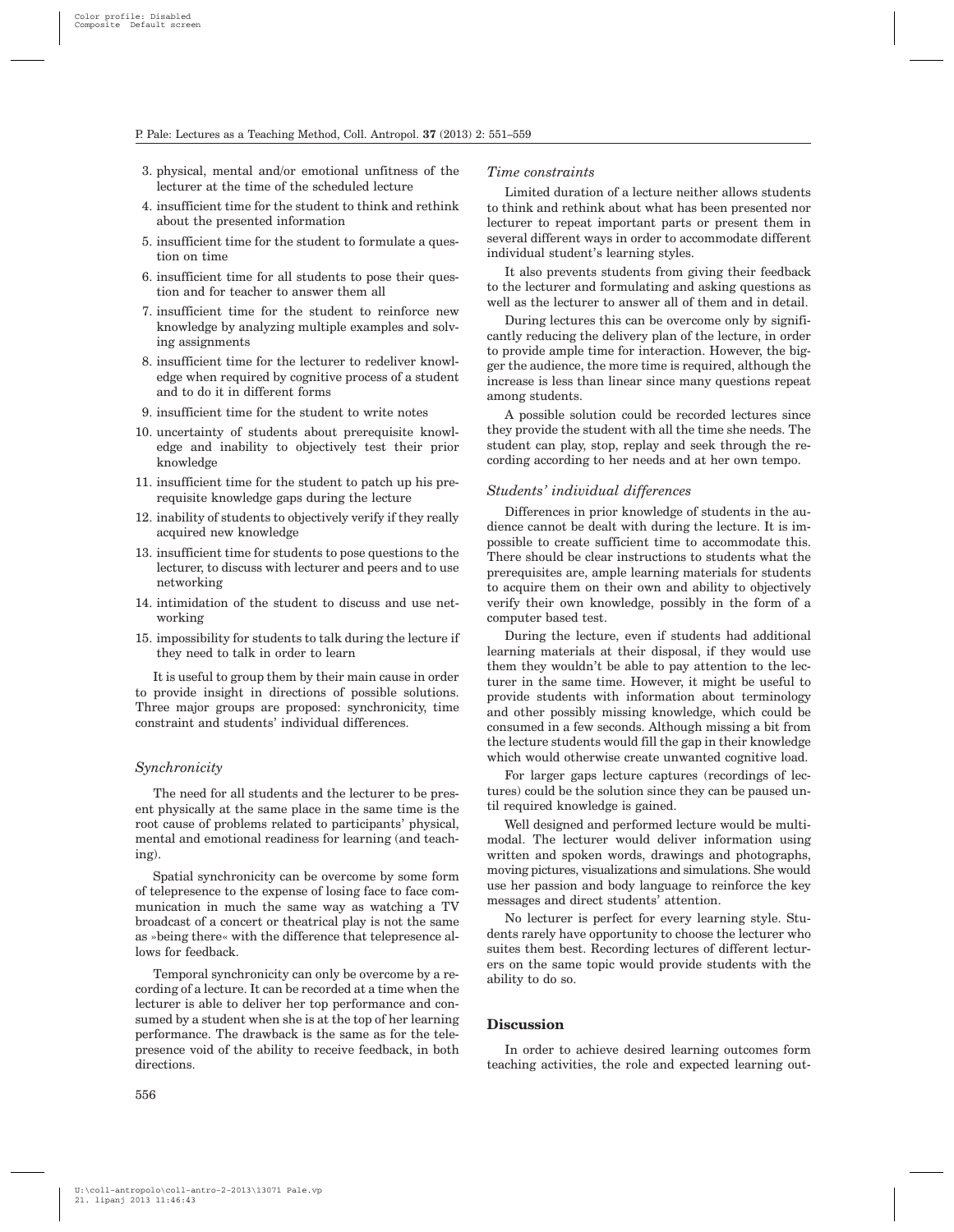3. physical, mental and/or emotional unfitness of the lecturer at the time of the scheduled lecture
4. insufficient time for the student to think and rethink about the presented information
5. insufficient time for the student to formulate a question on time
6. insufficient time for all students to pose their question and for teacher to answer them all
7. insufficient time for the student to reinforce new knowledge by analyzing multiple examples and solving assignments
8. insufficient time for the lecturer to redeliver knowledge when required by cognitive process of a student and to do it in different forms
9. insufficient time for the student to write notes
10. uncertainty of students about prerequisite knowledge and inability to objectively test their prior knowledge
11. insufficient time for the student to patch up his prerequisite knowledge gaps during the lecture
12. inability of students to objectively verify if they really acquired new knowledge
13. insufficient time for students to pose questions to the lecturer, to discuss with lecturer and peers and to use networking
14. intimidation of the student to discuss and use networking
15. impossibility for students to talk during the lecture if they need to talk in order to learn

It is useful to group them by their main cause in order to provide insight in directions of possible solutions. Three major groups are proposed: synchronicity, time constraint and students' individual differences.

### *Synchronicity*

The need for all students and the lecturer to be present physically at the same place in the same time is the root cause of problems related to participants' physical, mental and emotional readiness for learning (and teaching).

Spatial synchronicity can be overcome by some form of telepresence to the expense of losing face to face communication in much the same way as watching a TV broadcast of a concert or theatrical play is not the same as »being there« with the difference that telepresence allows for feedback.

Temporal synchronicity can only be overcome by a recording of a lecture. It can be recorded at a time when the lecturer is able to deliver her top performance and consumed by a student when she is at the top of her learning performance. The drawback is the same as for the telepresence void of the ability to receive feedback, in both directions.

### *Time constraints*

Limited duration of a lecture neither allows students to think and rethink about what has been presented nor lecturer to repeat important parts or present them in several different ways in order to accommodate different individual student's learning styles.

It also prevents students from giving their feedback to the lecturer and formulating and asking questions as well as the lecturer to answer all of them and in detail.

During lectures this can be overcome only by significantly reducing the delivery plan of the lecture, in order to provide ample time for interaction. However, the bigger the audience, the more time is required, although the increase is less than linear since many questions repeat among students.

A possible solution could be recorded lectures since they provide the student with all the time she needs. The student can play, stop, replay and seek through the recording according to her needs and at her own tempo.

### *Students' individual differences*

Differences in prior knowledge of students in the audience cannot be dealt with during the lecture. It is impossible to create sufficient time to accommodate this. There should be clear instructions to students what the prerequisites are, ample learning materials for students to acquire them on their own and ability to objectively verify their own knowledge, possibly in the form of a computer based test.

During the lecture, even if students had additional learning materials at their disposal, if they would use them they wouldn't be able to pay attention to the lecturer in the same time. However, it might be useful to provide students with information about terminology and other possibly missing knowledge, which could be consumed in a few seconds. Although missing a bit from the lecture students would fill the gap in their knowledge which would otherwise create unwanted cognitive load.

For larger gaps lecture captures (recordings of lectures) could be the solution since they can be paused until required knowledge is gained.

Well designed and performed lecture would be multimodal. The lecturer would deliver information using written and spoken words, drawings and photographs, moving pictures, visualizations and simulations. She would use her passion and body language to reinforce the key messages and direct students' attention.

No lecturer is perfect for every learning style. Students rarely have opportunity to choose the lecturer who suites them best. Recording lectures of different lecturers on the same topic would provide students with the ability to do so.

## Discussion

In order to achieve desired learning outcomes form teaching activities, the role and expected learning out-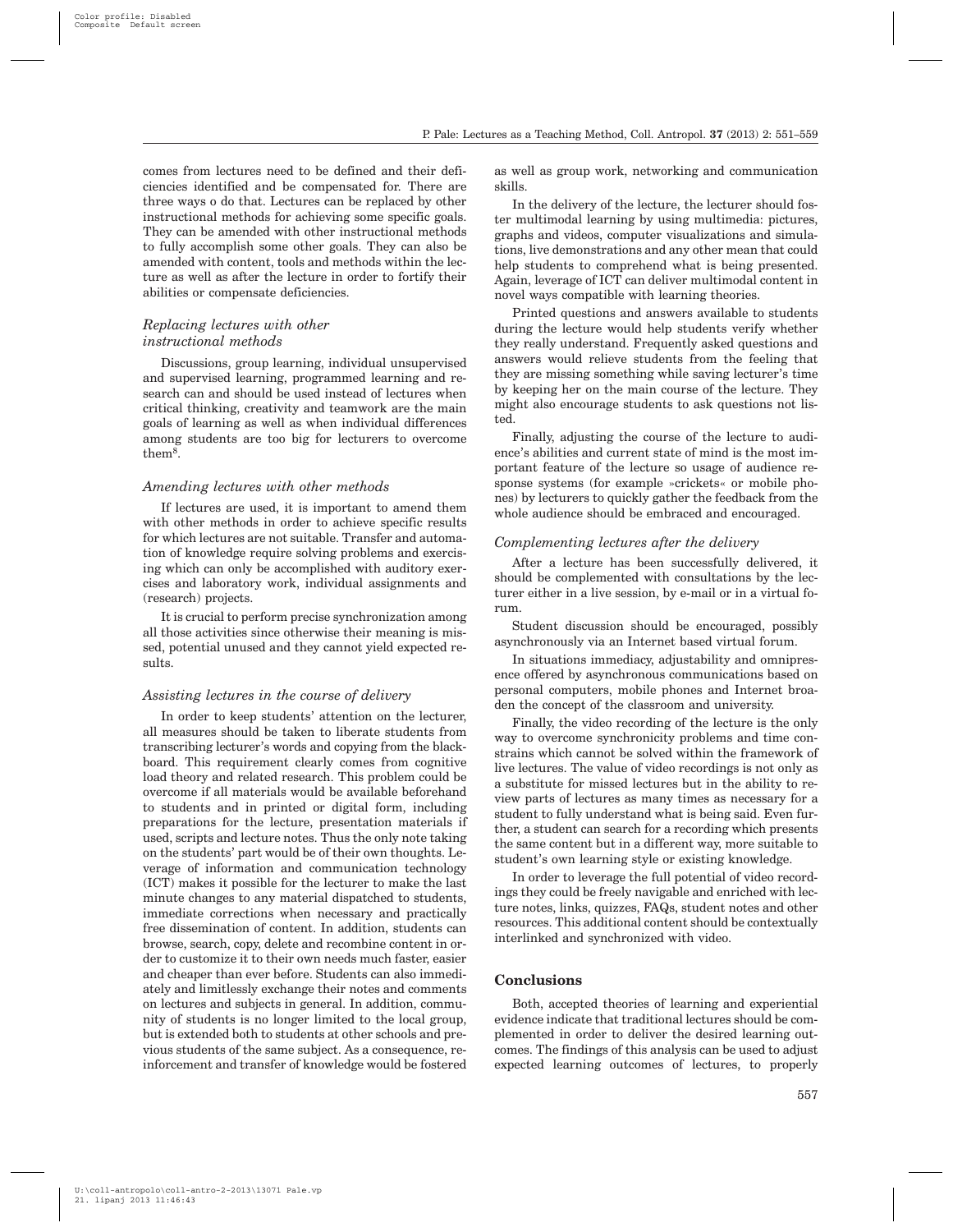comes from lectures need to be defined and their deficiencies identified and be compensated for. There are three ways o do that. Lectures can be replaced by other instructional methods for achieving some specific goals. They can be amended with other instructional methods to fully accomplish some other goals. They can also be amended with content, tools and methods within the lecture as well as after the lecture in order to fortify their abilities or compensate deficiencies.

### *Replacing lectures with other instructional methods*

Discussions, group learning, individual unsupervised and supervised learning, programmed learning and research can and should be used instead of lectures when critical thinking, creativity and teamwork are the main goals of learning as well as when individual differences among students are too big for lecturers to overcome them[8].

### *Amending lectures with other methods*

If lectures are used, it is important to amend them with other methods in order to achieve specific results for which lectures are not suitable. Transfer and automation of knowledge require solving problems and exercising which can only be accomplished with auditory exercises and laboratory work, individual assignments and (research) projects.

It is crucial to perform precise synchronization among all those activities since otherwise their meaning is missed, potential unused and they cannot yield expected results.

### *Assisting lectures in the course of delivery*

In order to keep students' attention on the lecturer, all measures should be taken to liberate students from transcribing lecturer's words and copying from the blackboard. This requirement clearly comes from cognitive load theory and related research. This problem could be overcome if all materials would be available beforehand to students and in printed or digital form, including preparations for the lecture, presentation materials if used, scripts and lecture notes. Thus the only note taking on the students' part would be of their own thoughts. Leverage of information and communication technology (ICT) makes it possible for the lecturer to make the last minute changes to any material dispatched to students, immediate corrections when necessary and practically free dissemination of content. In addition, students can browse, search, copy, delete and recombine content in order to customize it to their own needs much faster, easier and cheaper than ever before. Students can also immediately and limitlessly exchange their notes and comments on lectures and subjects in general. In addition, community of students is no longer limited to the local group, but is extended both to students at other schools and previous students of the same subject. As a consequence, reinforcement and transfer of knowledge would be fostered as well as group work, networking and communication skills.

In the delivery of the lecture, the lecturer should foster multimodal learning by using multimedia: pictures, graphs and videos, computer visualizations and simulations, live demonstrations and any other mean that could help students to comprehend what is being presented. Again, leverage of ICT can deliver multimodal content in novel ways compatible with learning theories.

Printed questions and answers available to students during the lecture would help students verify whether they really understand. Frequently asked questions and answers would relieve students from the feeling that they are missing something while saving lecturer's time by keeping her on the main course of the lecture. They might also encourage students to ask questions not listed.

Finally, adjusting the course of the lecture to audience's abilities and current state of mind is the most important feature of the lecture so usage of audience response systems (for example »crickets« or mobile phones) by lecturers to quickly gather the feedback from the whole audience should be embraced and encouraged.

### *Complementing lectures after the delivery*

After a lecture has been successfully delivered, it should be complemented with consultations by the lecturer either in a live session, by e-mail or in a virtual forum.

Student discussion should be encouraged, possibly asynchronously via an Internet based virtual forum.

In situations immediacy, adjustability and omnipresence offered by asynchronous communications based on personal computers, mobile phones and Internet broaden the concept of the classroom and university.

Finally, the video recording of the lecture is the only way to overcome synchronicity problems and time constrains which cannot be solved within the framework of live lectures. The value of video recordings is not only as a substitute for missed lectures but in the ability to review parts of lectures as many times as necessary for a student to fully understand what is being said. Even further, a student can search for a recording which presents the same content but in a different way, more suitable to student's own learning style or existing knowledge.

In order to leverage the full potential of video recordings they could be freely navigable and enriched with lecture notes, links, quizzes, FAQs, student notes and other resources. This additional content should be contextually interlinked and synchronized with video.

## Conclusions

Both, accepted theories of learning and experiential evidence indicate that traditional lectures should be complemented in order to deliver the desired learning outcomes. The findings of this analysis can be used to adjust expected learning outcomes of lectures, to properly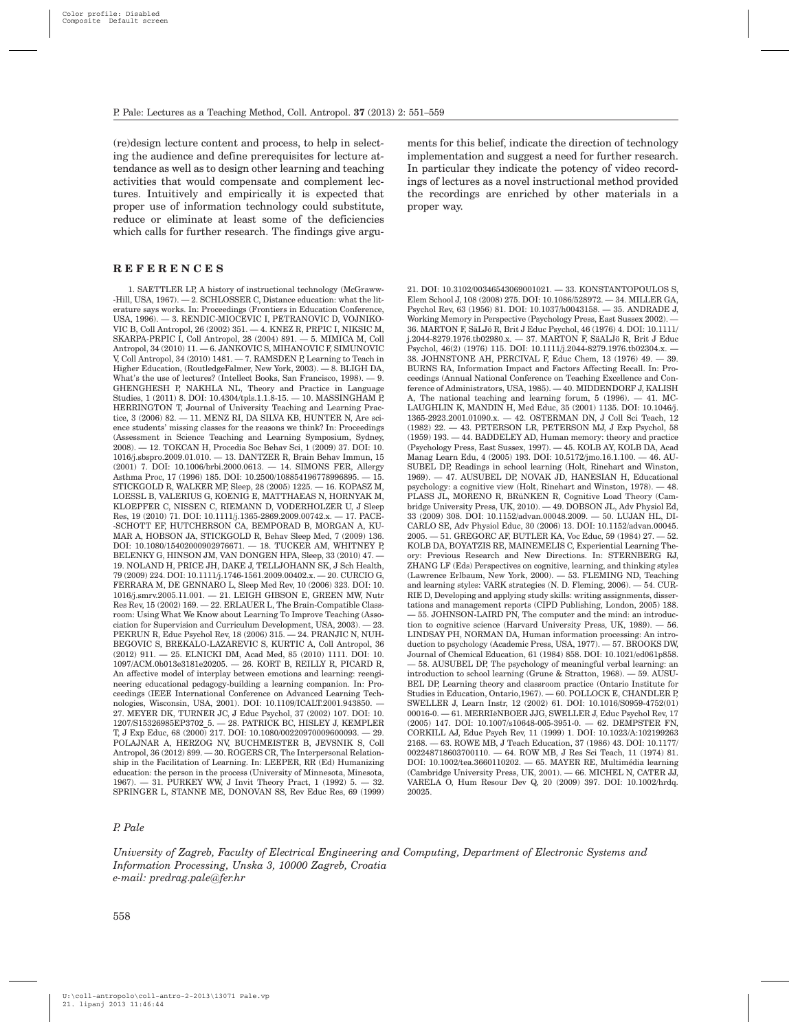(re)design lecture content and process, to help in selecting the audience and define prerequisites for lecture attendance as well as to design other learning and teaching activities that would compensate and complement lectures. Intuitively and empirically it is expected that proper use of information technology could substitute, reduce or eliminate at least some of the deficiencies which calls for further research. The findings give arguments for this belief, indicate the direction of technology implementation and suggest a need for further research. In particular they indicate the potency of video recordings of lectures as a novel instructional method provided the recordings are enriched by other materials in a proper way.

## REFERENCES

1. SAETTLER LP, A history of instructional technology (McGraww-Hill, USA, 1967). — 2. SCHLOSSER C, Distance education: what the literature says works. In: Proceedings (Frontiers in Education Conference, USA, 1996). — 3. RENDIC-MIOCEVIC I, PETRANOVIC D, VOJNIKOVIC B, Coll Antropol, 26 (2002) 351. — 4. KNEZ R, PRPIC I, NIKSIC M, SKARPA-PRPIC I, Coll Antropol, 28 (2004) 891. — 5. MIMICA M, Coll Antropol, 34 (2010) 11. — 6. JANKOVIC S, MIHANOVIC F, SIMUNOVIC V, Coll Antropol, 34 (2010) 1481. — 7. RAMSDEN P, Learning to Teach in Higher Education, (RoutledgeFalmer, New York, 2003). — 8. BLIGH DA, What's the use of lectures? (Intellect Books, San Francisco, 1998). — 9. GHENGHESH P, NAKHLA NL, Theory and Practice in Language Studies, 1 (2011) 8. DOI: 10.4304/tpls.1.1.8-15. — 10. MASSINGHAM P, HERRINGTON T, Journal of University Teaching and Learning Practice, 3 (2006) 82. — 11. MENZ RI, DA SILVA KB, HUNTER N, Are science students' missing classes for the reasons we think? In: Proceedings (Assessment in Science Teaching and Learning Symposium, Sydney, 2008). — 12. TOKCAN H, Procedia Soc Behav Sci, 1 (2009) 37. DOI: 10.1016/j.sbspro.2009.01.010. — 13. DANTZER R, Brain Behav Immun, 15 (2001) 7. DOI: 10.1006/brbi.2000.0613. — 14. SIMONS FER, Allergy Asthma Proc, 17 (1996) 185. DOI: 10.2500/108854196778996895. — 15. STICKGOLD R, WALKER MP, Sleep, 28 (2005) 1225. — 16. KOPASZ M, LOESSL B, VALERIUS G, KOENIG E, MATTHAEAS N, HORNYAK M, KLOEPFER C, NISSEN C, RIEMANN D, VODERHOLZER U, J Sleep Res, 19 (2010) 71. DOI: 10.1111/j.1365-2869.2009.00742.x. — 17. PACE-SCHOTT EF, HUTCHERSON CA, BEMPORAD B, MORGAN A, KUMAR A, HOBSON JA, STICKGOLD R, Behav Sleep Med, 7 (2009) 136. DOI: 10.1080/15402000902976671. — 18. TUCKER AM, WHITNEY P, BELENKY G, HINSON JM, VAN DONGEN HPA, Sleep, 33 (2010) 47. — 19. NOLAND H, PRICE JH, DAKE J, TELLJOHANN SK, J Sch Health, 79 (2009) 224. DOI: 10.1111/j.1746-1561.2009.00402.x. — 20. CURCIO G, FERRARA M, DE GENNARO L, Sleep Med Rev, 10 (2006) 323. DOI: 10.1016/j.smrv.2005.11.001. — 21. LEIGH GIBSON E, GREEN MW, Nutr Res Rev, 15 (2002) 169. — 22. ERLAUER L, The Brain-Compatible Classroom: Using What We Know about Learning To Improve Teaching (Association for Supervision and Curriculum Development, USA, 2003). — 23. PEKRUN R, Educ Psychol Rev, 18 (2006) 315. — 24. PRANJIC N, NUHBEGOVIC S, BREKALO-LAZAREVIC S, KURTIC A, Coll Antropol, 36 (2012) 911. — 25. ELNICKI DM, Acad Med, 85 (2010) 1111. DOI: 10.1097/ACM.0b013e3181e20205. — 26. KORT B, REILLY R, PICARD R, An affective model of interplay between emotions and learning: reengineering educational pedagogy-building a learning companion. In: Proceedings (IEEE International Conference on Advanced Learning Technologies, Wisconsin, USA, 2001). DOI: 10.1109/ICALT.2001.943850. — 27. MEYER DK, TURNER JC, J Educ Psychol, 37 (2002) 107. DOI: 10.1207/S15326985EP3702_5. — 28. PATRICK BC, HISLEY J, KEMPLER T, J Exp Educ, 68 (2000) 217. DOI: 10.1080/00220970009600093. — 29. POLAJNAR A, HERZOG NV, BUCHMEISTER B, JEVSNIK S, Coll Antropol, 36 (2012) 899. — 30. ROGERS CR, The Interpersonal Relationship in the Facilitation of Learning. In: LEEPER, RR (Ed) Humanizing education: the person in the process (University of Minnesota, Minesota, 1967). — 31. PURKEY WW, J Invit Theory Pract, 1 (1992) 5. — 32. SPRINGER L, STANNE ME, DONOVAN SS, Rev Educ Res, 69 (1999) 21. DOI: 10.3102/00346543069001021. — 33. KONSTANTOPOULOS S, Elem School J, 108 (2008) 275. DOI: 10.1086/528972. — 34. MILLER GA, Psychol Rev, 63 (1956) 81. DOI: 10.1037/h0043158. — 35. ANDRADE J, Working Memory in Perspective (Psychology Press, East Sussex 2002). — 36. MARTON F, SäLJö R, Brit J Educ Psychol, 46 (1976) 4. DOI: 10.1111/j.2044-8279.1976.tb02980.x. — 37. MARTON F, SäLJö R, Brit J Educ Psychol, 46(2) (1976) 115. DOI: 10.1111/j.2044-8279.1976.tb02304.x. — 38. JOHNSTONE AH, PERCIVAL F, Educ Chem, 13 (1976) 49. — 39. BURNS RA, Information Impact and Factors Affecting Recall. In: Proceedings (Annual National Conference on Teaching Excellence and Conference of Administrators, USA, 1985). — 40. MIDDENDORF J, KALISH A, The national teaching and learning forum, 5 (1996). — 41. MCLAUGHLIN K, MANDIN H, Med Educ, 35 (2001) 1135. DOI: 10.1046/j.1365-2923.2001.01090.x. — 42. OSTERMAN DN, J Coll Sci Teach, 12 (1982) 22. — 43. PETERSON LR, PETERSON MJ, J Exp Psychol, 58 (1959) 193. — 44. BADDELEY AD, Human memory: theory and practice (Psychology Press, East Sussex, 1997). — 45. KOLB AY, KOLB DA, Acad Manag Learn Edu, 4 (2005) 193. DOI: 10.5172/jmo.16.1.100. — 46. AUSUBEL DP, Readings in school learning (Holt, Rinehart and Winston, 1969). — 47. AUSUBEL DP, NOVAK JD, HANESIAN H, Educational psychology: a cognitive view (Holt, Rinehart and Winston, 1978). — 48. PLASS JL, MORENO R, BRüNKEN R, Cognitive Load Theory (Cambridge University Press, UK, 2010). — 49. DOBSON JL, Adv Physiol Ed, 33 (2009) 308. DOI: 10.1152/advan.00048.2009. — 50. LUJAN HL, DICARLO SE, Adv Physiol Educ, 30 (2006) 13. DOI: 10.1152/advan.00045.2005. — 51. GREGORC AF, BUTLER KA, Voc Educ, 59 (1984) 27. — 52. KOLB DA, BOYATZIS RE, MAINEMELIS C, Experiential Learning Theory: Previous Research and New Directions. In: STERNBERG RJ, ZHANG LF (Eds) Perspectives on cognitive, learning, and thinking styles (Lawrence Erlbaum, New York, 2000). — 53. FLEMING ND, Teaching and learning styles: VARK strategies (N. D. Fleming, 2006). — 54. CURRIE D, Developing and applying study skills: writing assignments, dissertations and management reports (CIPD Publishing, London, 2005) 188. — 55. JOHNSON-LAIRD PN, The computer and the mind: an introduction to cognitive science (Harvard University Press, UK, 1989). — 56. LINDSAY PH, NORMAN DA, Human information processing: An introduction to psychology (Academic Press, USA, 1977). — 57. BROOKS DW, Journal of Chemical Education, 61 (1984) 858. DOI: 10.1021/ed061p858. — 58. AUSUBEL DP, The psychology of meaningful verbal learning: an introduction to school learning (Grune & Stratton, 1968). — 59. AUSUBEL DP, Learning theory and classroom practice (Ontario Institute for Studies in Education, Ontario,1967). — 60. POLLOCK E, CHANDLER P, SWELLER J, Learn Instr, 12 (2002) 61. DOI: 10.1016/S0959-4752(01)00016-0. — 61. MERRIëNBOER JJG, SWELLER J, Educ Psychol Rev, 17 (2005) 147. DOI: 10.1007/s10648-005-3951-0. — 62. DEMPSTER FN, CORKILL AJ, Educ Psych Rev, 11 (1999) 1. DOI: 10.1023/A:102199263 2168. — 63. ROWE MB, J Teach Education, 37 (1986) 43. DOI: 10.1177/002248718603700110. — 64. ROW MB, J Res Sci Teach, 11 (1974) 81. DOI: 10.1002/tea.3660110202. — 65. MAYER RE, Multimédia learning (Cambridge University Press, UK, 2001). — 66. MICHEL N, CATER JJ, VARELA O, Hum Resour Dev Q, 20 (2009) 397. DOI: 10.1002/hrdq.20025.

*P. Pale*

*University of Zagreb, Faculty of Electrical Engineering and Computing, Department of Electronic Systems and Information Processing, Unska 3, 10000 Zagreb, Croatia*
*e-mail: predrag.pale@fer.hr*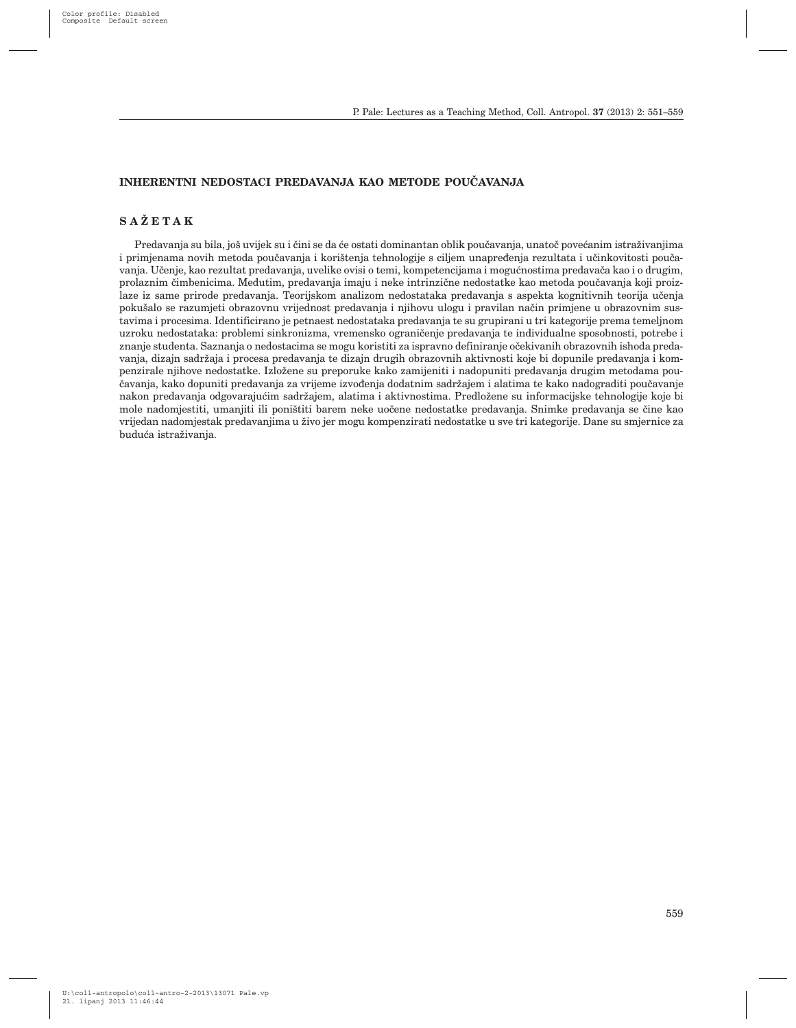## INHERENTNI NEDOSTACI PREDAVANJA KAO METODE POUČAVANJA

### SAŽETAK

Predavanja su bila, još uvijek su i čini se da će ostati dominantan oblik poučavanja, unatoč povećanim istraživanjima i primjenama novih metoda poučavanja i korištenja tehnologije s ciljem unapređenja rezultata i učinkovitosti poučavanja. Učenje, kao rezultat predavanja, uvelike ovisi o temi, kompetencijama i mogućnostima predavača kao i o drugim, prolaznim čimbenicima. Međutim, predavanja imaju i neke intrinzične nedostatke kao metoda poučavanja koji proizlaze iz same prirode predavanja. Teorijskom analizom nedostataka predavanja s aspekta kognitivnih teorija učenja pokušalo se razumjeti obrazovnu vrijednost predavanja i njihovu ulogu i pravilan način primjene u obrazovnim sustavima i procesima. Identificirano je petnaest nedostataka predavanja te su grupirani u tri kategorije prema temeljnom uzroku nedostataka: problemi sinkronizma, vremensko ograničenje predavanja te individualne sposobnosti, potrebe i znanje studenta. Saznanja o nedostacima se mogu koristiti za ispravno definiranje očekivanih obrazovnih ishoda predavanja, dizajn sadržaja i procesa predavanja te dizajn drugih obrazovnih aktivnosti koje bi dopunile predavanja i kompenzirale njihove nedostatke. Izložene su preporuke kako zamijeniti i nadopuniti predavanja drugim metodama poučavanja, kako dopuniti predavanja za vrijeme izvođenja dodatnim sadržajem i alatima te kako nadograditi poučavanje nakon predavanja odgovarajućim sadržajem, alatima i aktivnostima. Predložene su informacijske tehnologije koje bi mole nadomjestiti, umanjiti ili poništiti barem neke uočene nedostatke predavanja. Snimke predavanja se čine kao vrijedan nadomjestak predavanjima u živo jer mogu kompenzirati nedostatke u sve tri kategorije. Dane su smjernice za buduća istraživanja.